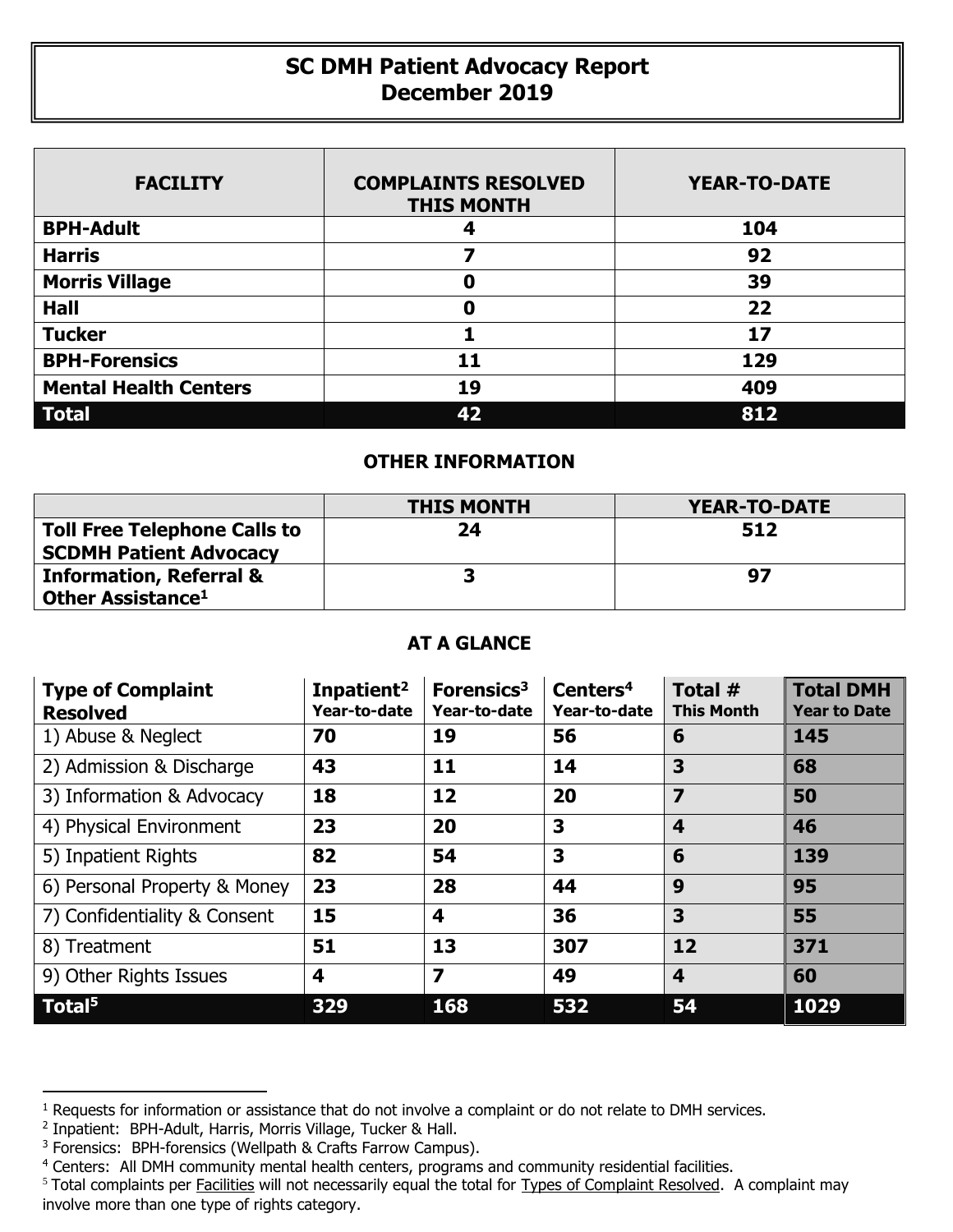# SC DMH Patient Advocacy Report
## December 2019

| FACILITY | COMPLAINTS RESOLVED THIS MONTH | YEAR-TO-DATE |
|---|---|---|
| **BPH-Adult** | **4** | **104** |
| **Harris** | **7** | **92** |
| **Morris Village** | **0** | **39** |
| **Hall** | **0** | **22** |
| **Tucker** | **1** | **17** |
| **BPH-Forensics** | **11** | **129** |
| **Mental Health Centers** | **19** | **409** |
| **Total** | **42** | **812** |

### OTHER INFORMATION

| | THIS MONTH | YEAR-TO-DATE |
|---|---|---|
| **Toll Free Telephone Calls to SCDMH Patient Advocacy** | **24** | **512** |
| **Information, Referral & Other Assistance[1]** | **3** | **97** |

### AT A GLANCE

| Type of Complaint Resolved | Inpatient[2] Year-to-date | Forensics[3] Year-to-date | Centers[4] Year-to-date | Total # This Month | Total DMH Year to Date |
|---|---|---|---|---|---|
| 1) Abuse & Neglect | **70** | **19** | **56** | **6** | **145** |
| 2) Admission & Discharge | **43** | **11** | **14** | **3** | **68** |
| 3) Information & Advocacy | **18** | **12** | **20** | **7** | **50** |
| 4) Physical Environment | **23** | **20** | **3** | **4** | **46** |
| 5) Inpatient Rights | **82** | **54** | **3** | **6** | **139** |
| 6) Personal Property & Money | **23** | **28** | **44** | **9** | **95** |
| 7) Confidentiality & Consent | **15** | **4** | **36** | **3** | **55** |
| 8) Treatment | **51** | **13** | **307** | **12** | **371** |
| 9) Other Rights Issues | **4** | **7** | **49** | **4** | **60** |
| **Total[5]** | **329** | **168** | **532** | **54** | **1029** |

---

[1] Requests for information or assistance that do not involve a complaint or do not relate to DMH services.
[2] Inpatient: BPH-Adult, Harris, Morris Village, Tucker & Hall.
[3] Forensics: BPH-forensics (Wellpath & Crafts Farrow Campus).
[4] Centers: All DMH community mental health centers, programs and community residential facilities.
[5] Total complaints per Facilities will not necessarily equal the total for Types of Complaint Resolved. A complaint may involve more than one type of rights category.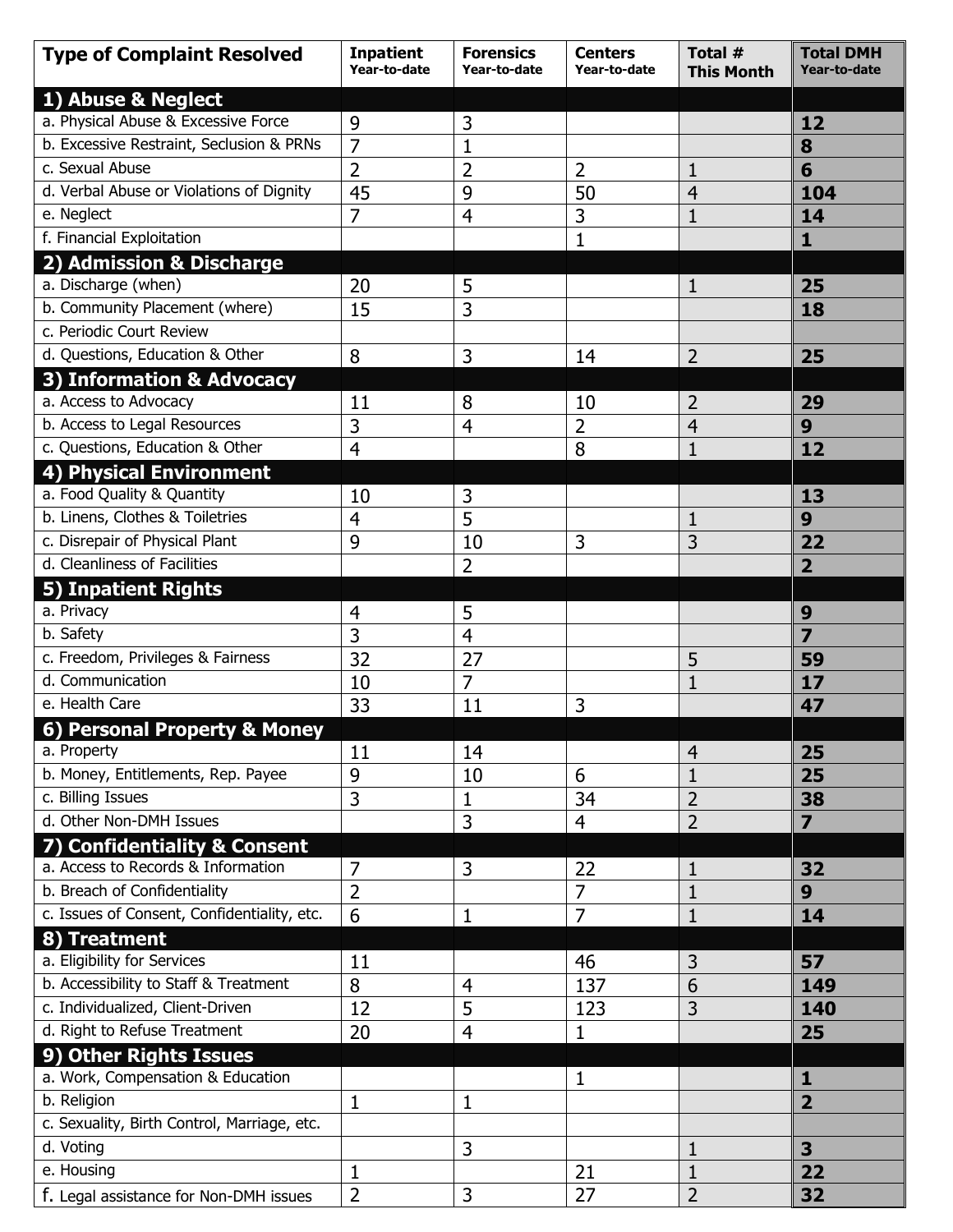| Type of Complaint Resolved | Inpatient Year-to-date | Forensics Year-to-date | Centers Year-to-date | Total # This Month | Total DMH Year-to-date |
|---|---|---|---|---|---|
| **1) Abuse & Neglect** | | | | | |
| a. Physical Abuse & Excessive Force | 9 | 3 | | | **12** |
| b. Excessive Restraint, Seclusion & PRNs | 7 | 1 | | | **8** |
| c. Sexual Abuse | 2 | 2 | 2 | 1 | **6** |
| d. Verbal Abuse or Violations of Dignity | 45 | 9 | 50 | 4 | **104** |
| e. Neglect | 7 | 4 | 3 | 1 | **14** |
| f. Financial Exploitation | | | 1 | | **1** |
| **2) Admission & Discharge** | | | | | |
| a. Discharge (when) | 20 | 5 | | 1 | **25** |
| b. Community Placement (where) | 15 | 3 | | | **18** |
| c. Periodic Court Review | | | | | |
| d. Questions, Education & Other | 8 | 3 | 14 | 2 | **25** |
| **3) Information & Advocacy** | | | | | |
| a. Access to Advocacy | 11 | 8 | 10 | 2 | **29** |
| b. Access to Legal Resources | 3 | 4 | 2 | 4 | **9** |
| c. Questions, Education & Other | 4 | | 8 | 1 | **12** |
| **4) Physical Environment** | | | | | |
| a. Food Quality & Quantity | 10 | 3 | | | **13** |
| b. Linens, Clothes & Toiletries | 4 | 5 | | 1 | **9** |
| c. Disrepair of Physical Plant | 9 | 10 | 3 | 3 | **22** |
| d. Cleanliness of Facilities | | 2 | | | **2** |
| **5) Inpatient Rights** | | | | | |
| a. Privacy | 4 | 5 | | | **9** |
| b. Safety | 3 | 4 | | | **7** |
| c. Freedom, Privileges & Fairness | 32 | 27 | | 5 | **59** |
| d. Communication | 10 | 7 | | 1 | **17** |
| e. Health Care | 33 | 11 | 3 | | **47** |
| **6) Personal Property & Money** | | | | | |
| a. Property | 11 | 14 | | 4 | **25** |
| b. Money, Entitlements, Rep. Payee | 9 | 10 | 6 | 1 | **25** |
| c. Billing Issues | 3 | 1 | 34 | 2 | **38** |
| d. Other Non-DMH Issues | | 3 | 4 | 2 | **7** |
| **7) Confidentiality & Consent** | | | | | |
| a. Access to Records & Information | 7 | 3 | 22 | 1 | **32** |
| b. Breach of Confidentiality | 2 | | 7 | 1 | **9** |
| c. Issues of Consent, Confidentiality, etc. | 6 | 1 | 7 | 1 | **14** |
| **8) Treatment** | | | | | |
| a. Eligibility for Services | 11 | | 46 | 3 | **57** |
| b. Accessibility to Staff & Treatment | 8 | 4 | 137 | 6 | **149** |
| c. Individualized, Client-Driven | 12 | 5 | 123 | 3 | **140** |
| d. Right to Refuse Treatment | 20 | 4 | 1 | | **25** |
| **9) Other Rights Issues** | | | | | |
| a. Work, Compensation & Education | | | 1 | | **1** |
| b. Religion | 1 | 1 | | | **2** |
| c. Sexuality, Birth Control, Marriage, etc. | | | | | |
| d. Voting | | 3 | | 1 | **3** |
| e. Housing | 1 | | 21 | 1 | **22** |
| f. Legal assistance for Non-DMH issues | 2 | 3 | 27 | 2 | **32** |